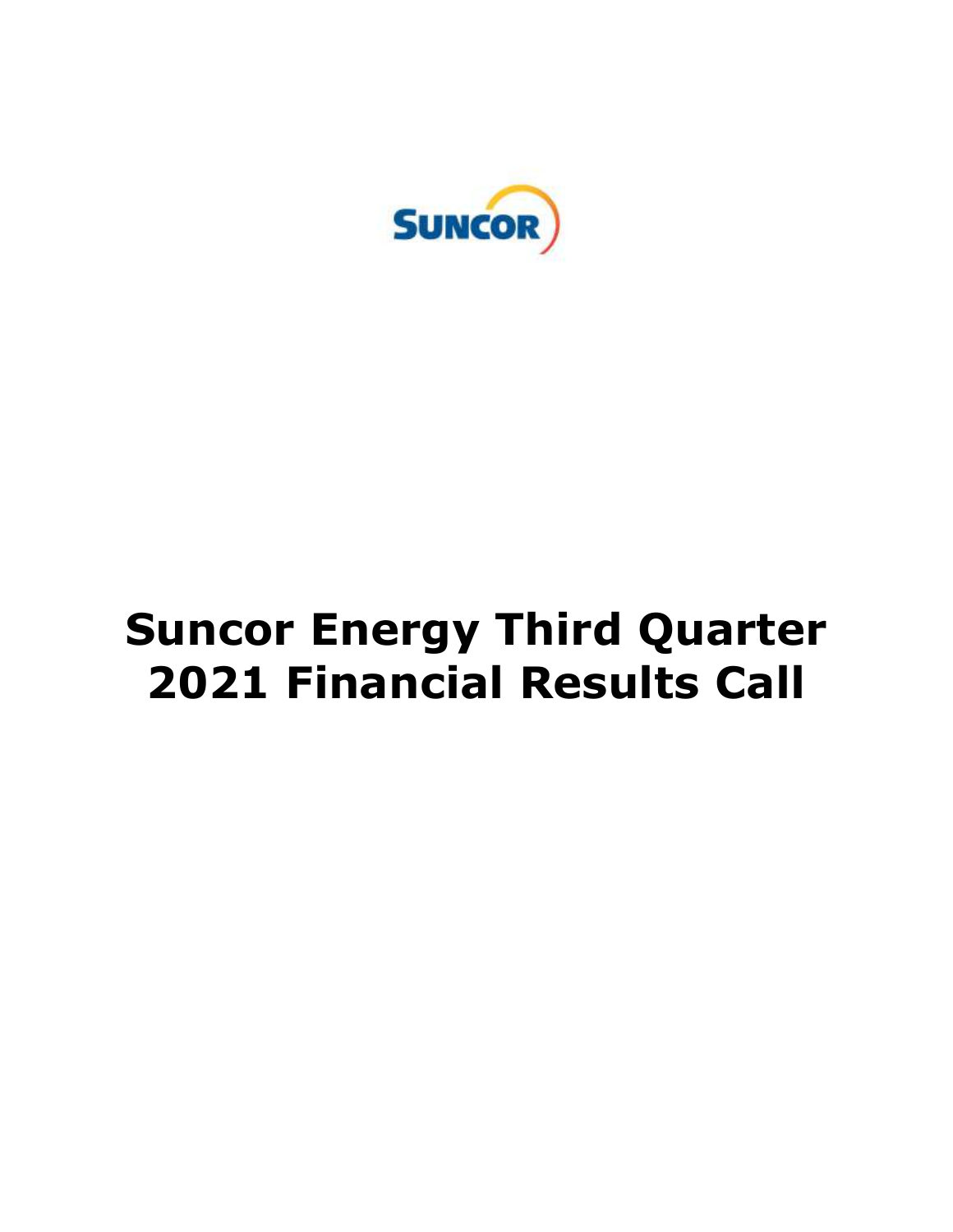# Suncor Energy Third Quarter 2021 Financial Results Call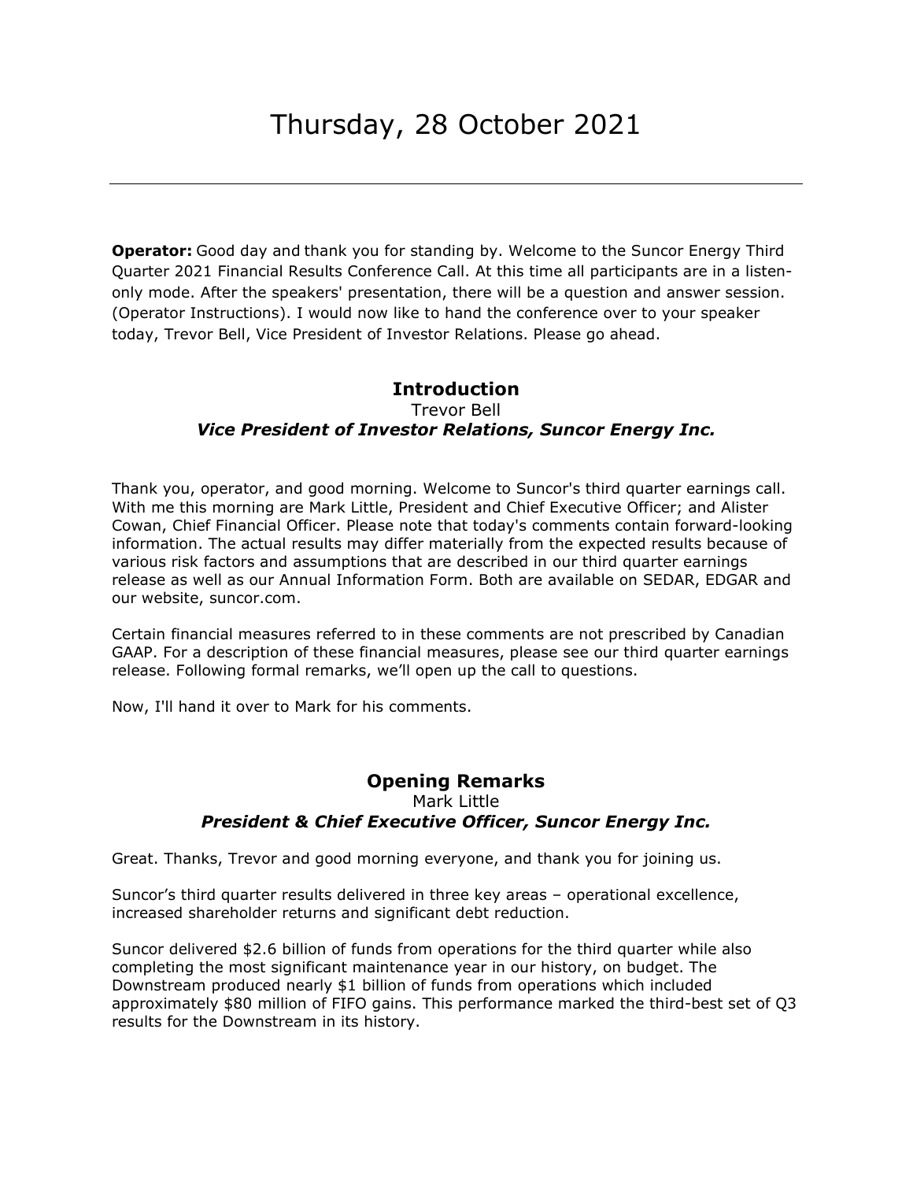# Thursday, 28 October 2021

---

**Operator:** Good day and thank you for standing by. Welcome to the Suncor Energy Third Quarter 2021 Financial Results Conference Call. At this time all participants are in a listen-only mode. After the speakers' presentation, there will be a question and answer session. (Operator Instructions). I would now like to hand the conference over to your speaker today, Trevor Bell, Vice President of Investor Relations. Please go ahead.

## Introduction

Trevor Bell

***Vice President of Investor Relations, Suncor Energy Inc.***

Thank you, operator, and good morning. Welcome to Suncor's third quarter earnings call. With me this morning are Mark Little, President and Chief Executive Officer; and Alister Cowan, Chief Financial Officer. Please note that today's comments contain forward-looking information. The actual results may differ materially from the expected results because of various risk factors and assumptions that are described in our third quarter earnings release as well as our Annual Information Form. Both are available on SEDAR, EDGAR and our website, suncor.com.

Certain financial measures referred to in these comments are not prescribed by Canadian GAAP. For a description of these financial measures, please see our third quarter earnings release. Following formal remarks, we'll open up the call to questions.

Now, I'll hand it over to Mark for his comments.

## Opening Remarks

Mark Little

***President & Chief Executive Officer, Suncor Energy Inc.***

Great. Thanks, Trevor and good morning everyone, and thank you for joining us.

Suncor's third quarter results delivered in three key areas – operational excellence, increased shareholder returns and significant debt reduction.

Suncor delivered $2.6 billion of funds from operations for the third quarter while also completing the most significant maintenance year in our history, on budget. The Downstream produced nearly $1 billion of funds from operations which included approximately $80 million of FIFO gains. This performance marked the third-best set of Q3 results for the Downstream in its history.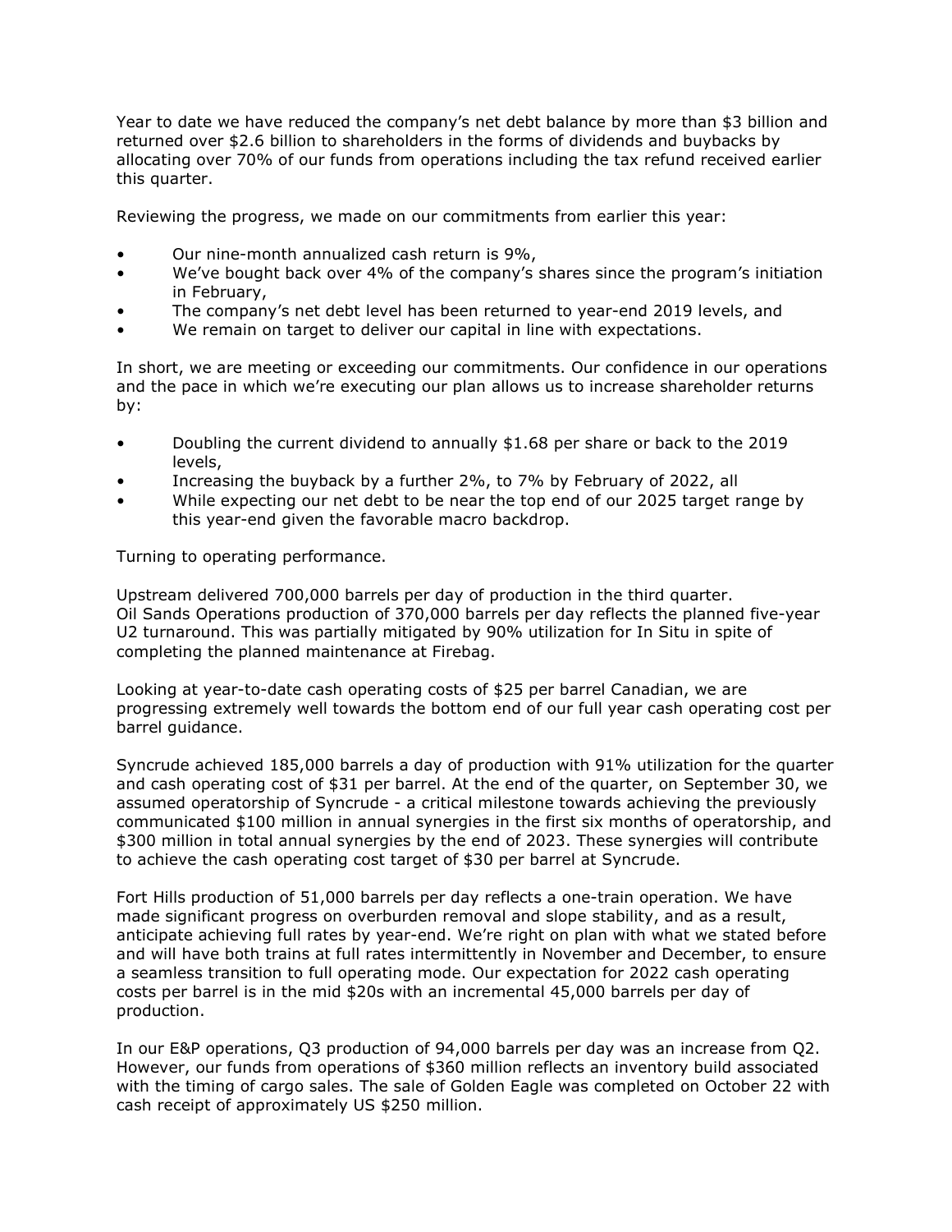Year to date we have reduced the company's net debt balance by more than $3 billion and returned over $2.6 billion to shareholders in the forms of dividends and buybacks by allocating over 70% of our funds from operations including the tax refund received earlier this quarter.

Reviewing the progress, we made on our commitments from earlier this year:

- Our nine-month annualized cash return is 9%,
- We've bought back over 4% of the company's shares since the program's initiation in February,
- The company's net debt level has been returned to year-end 2019 levels, and
- We remain on target to deliver our capital in line with expectations.

In short, we are meeting or exceeding our commitments. Our confidence in our operations and the pace in which we're executing our plan allows us to increase shareholder returns by:

- Doubling the current dividend to annually $1.68 per share or back to the 2019 levels,
- Increasing the buyback by a further 2%, to 7% by February of 2022, all
- While expecting our net debt to be near the top end of our 2025 target range by this year-end given the favorable macro backdrop.

Turning to operating performance.

Upstream delivered 700,000 barrels per day of production in the third quarter. Oil Sands Operations production of 370,000 barrels per day reflects the planned five-year U2 turnaround. This was partially mitigated by 90% utilization for In Situ in spite of completing the planned maintenance at Firebag.

Looking at year-to-date cash operating costs of $25 per barrel Canadian, we are progressing extremely well towards the bottom end of our full year cash operating cost per barrel guidance.

Syncrude achieved 185,000 barrels a day of production with 91% utilization for the quarter and cash operating cost of $31 per barrel. At the end of the quarter, on September 30, we assumed operatorship of Syncrude - a critical milestone towards achieving the previously communicated $100 million in annual synergies in the first six months of operatorship, and $300 million in total annual synergies by the end of 2023. These synergies will contribute to achieve the cash operating cost target of $30 per barrel at Syncrude.

Fort Hills production of 51,000 barrels per day reflects a one-train operation. We have made significant progress on overburden removal and slope stability, and as a result, anticipate achieving full rates by year-end. We're right on plan with what we stated before and will have both trains at full rates intermittently in November and December, to ensure a seamless transition to full operating mode. Our expectation for 2022 cash operating costs per barrel is in the mid $20s with an incremental 45,000 barrels per day of production.

In our E&P operations, Q3 production of 94,000 barrels per day was an increase from Q2. However, our funds from operations of $360 million reflects an inventory build associated with the timing of cargo sales. The sale of Golden Eagle was completed on October 22 with cash receipt of approximately US $250 million.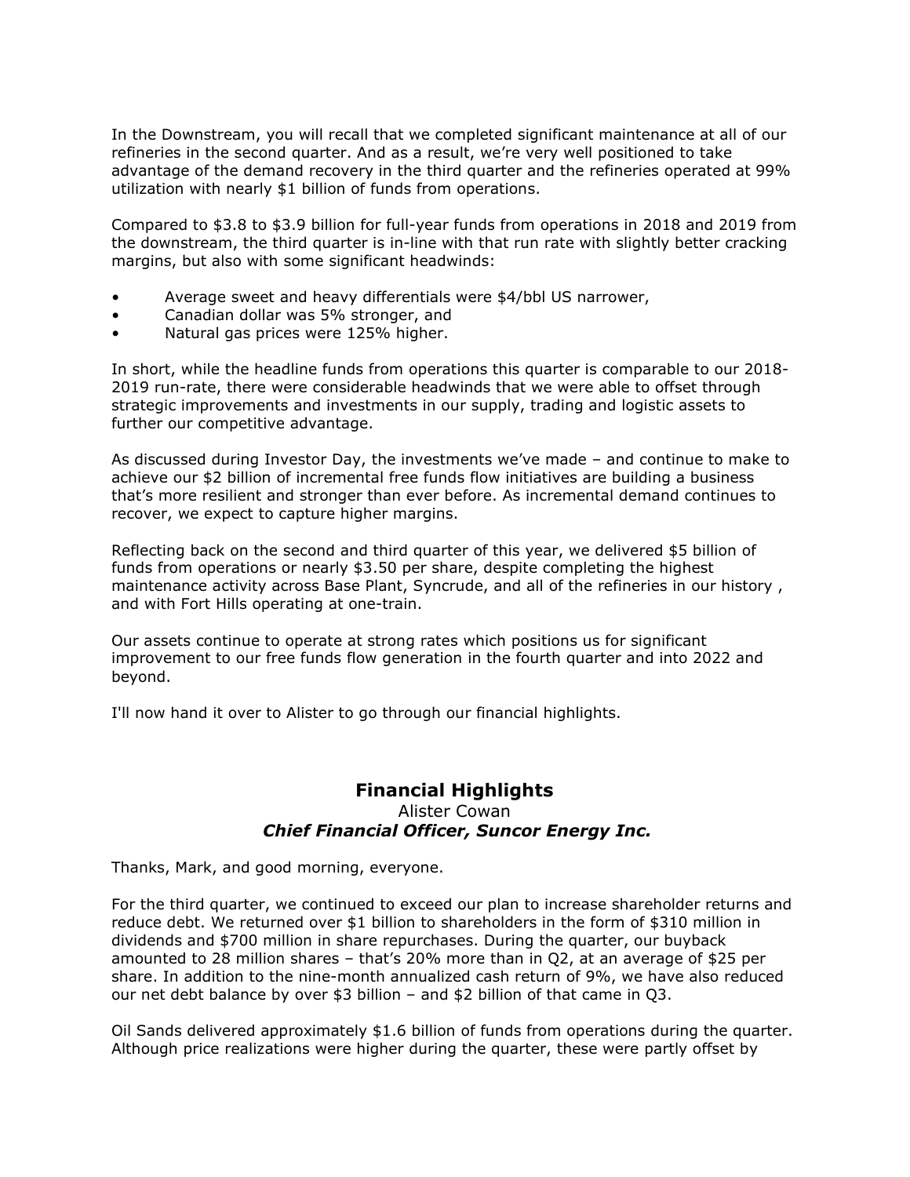In the Downstream, you will recall that we completed significant maintenance at all of our refineries in the second quarter. And as a result, we're very well positioned to take advantage of the demand recovery in the third quarter and the refineries operated at 99% utilization with nearly $1 billion of funds from operations.

Compared to $3.8 to $3.9 billion for full-year funds from operations in 2018 and 2019 from the downstream, the third quarter is in-line with that run rate with slightly better cracking margins, but also with some significant headwinds:

- Average sweet and heavy differentials were $4/bbl US narrower,
- Canadian dollar was 5% stronger, and
- Natural gas prices were 125% higher.

In short, while the headline funds from operations this quarter is comparable to our 2018-2019 run-rate, there were considerable headwinds that we were able to offset through strategic improvements and investments in our supply, trading and logistic assets to further our competitive advantage.

As discussed during Investor Day, the investments we've made – and continue to make to achieve our $2 billion of incremental free funds flow initiatives are building a business that's more resilient and stronger than ever before. As incremental demand continues to recover, we expect to capture higher margins.

Reflecting back on the second and third quarter of this year, we delivered $5 billion of funds from operations or nearly $3.50 per share, despite completing the highest maintenance activity across Base Plant, Syncrude, and all of the refineries in our history , and with Fort Hills operating at one-train.

Our assets continue to operate at strong rates which positions us for significant improvement to our free funds flow generation in the fourth quarter and into 2022 and beyond.

I'll now hand it over to Alister to go through our financial highlights.

## Financial Highlights

Alister Cowan
***Chief Financial Officer, Suncor Energy Inc.***

Thanks, Mark, and good morning, everyone.

For the third quarter, we continued to exceed our plan to increase shareholder returns and reduce debt. We returned over $1 billion to shareholders in the form of $310 million in dividends and $700 million in share repurchases. During the quarter, our buyback amounted to 28 million shares – that's 20% more than in Q2, at an average of $25 per share. In addition to the nine-month annualized cash return of 9%, we have also reduced our net debt balance by over $3 billion – and $2 billion of that came in Q3.

Oil Sands delivered approximately $1.6 billion of funds from operations during the quarter. Although price realizations were higher during the quarter, these were partly offset by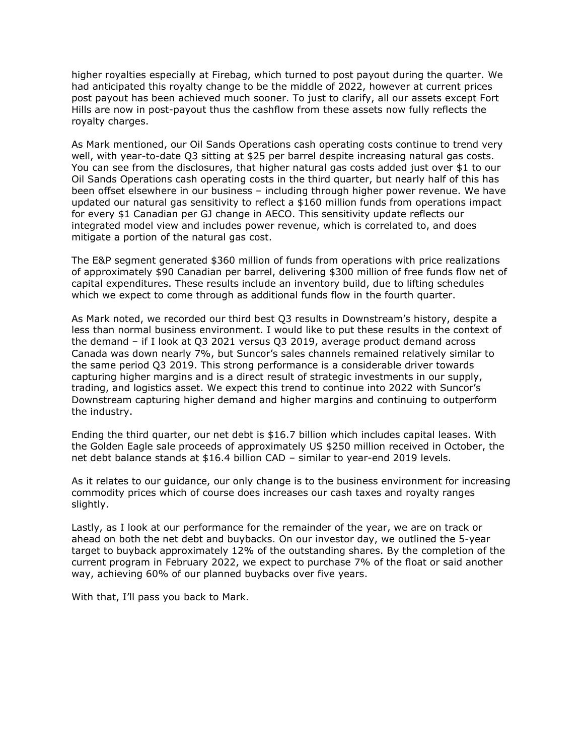higher royalties especially at Firebag, which turned to post payout during the quarter. We had anticipated this royalty change to be the middle of 2022, however at current prices post payout has been achieved much sooner. To just to clarify, all our assets except Fort Hills are now in post-payout thus the cashflow from these assets now fully reflects the royalty charges.

As Mark mentioned, our Oil Sands Operations cash operating costs continue to trend very well, with year-to-date Q3 sitting at $25 per barrel despite increasing natural gas costs. You can see from the disclosures, that higher natural gas costs added just over $1 to our Oil Sands Operations cash operating costs in the third quarter, but nearly half of this has been offset elsewhere in our business – including through higher power revenue. We have updated our natural gas sensitivity to reflect a $160 million funds from operations impact for every $1 Canadian per GJ change in AECO. This sensitivity update reflects our integrated model view and includes power revenue, which is correlated to, and does mitigate a portion of the natural gas cost.

The E&P segment generated $360 million of funds from operations with price realizations of approximately $90 Canadian per barrel, delivering $300 million of free funds flow net of capital expenditures. These results include an inventory build, due to lifting schedules which we expect to come through as additional funds flow in the fourth quarter.

As Mark noted, we recorded our third best Q3 results in Downstream's history, despite a less than normal business environment. I would like to put these results in the context of the demand – if I look at Q3 2021 versus Q3 2019, average product demand across Canada was down nearly 7%, but Suncor's sales channels remained relatively similar to the same period Q3 2019. This strong performance is a considerable driver towards capturing higher margins and is a direct result of strategic investments in our supply, trading, and logistics asset. We expect this trend to continue into 2022 with Suncor's Downstream capturing higher demand and higher margins and continuing to outperform the industry.

Ending the third quarter, our net debt is $16.7 billion which includes capital leases. With the Golden Eagle sale proceeds of approximately US $250 million received in October, the net debt balance stands at $16.4 billion CAD – similar to year-end 2019 levels.

As it relates to our guidance, our only change is to the business environment for increasing commodity prices which of course does increases our cash taxes and royalty ranges slightly.

Lastly, as I look at our performance for the remainder of the year, we are on track or ahead on both the net debt and buybacks. On our investor day, we outlined the 5-year target to buyback approximately 12% of the outstanding shares. By the completion of the current program in February 2022, we expect to purchase 7% of the float or said another way, achieving 60% of our planned buybacks over five years.

With that, I'll pass you back to Mark.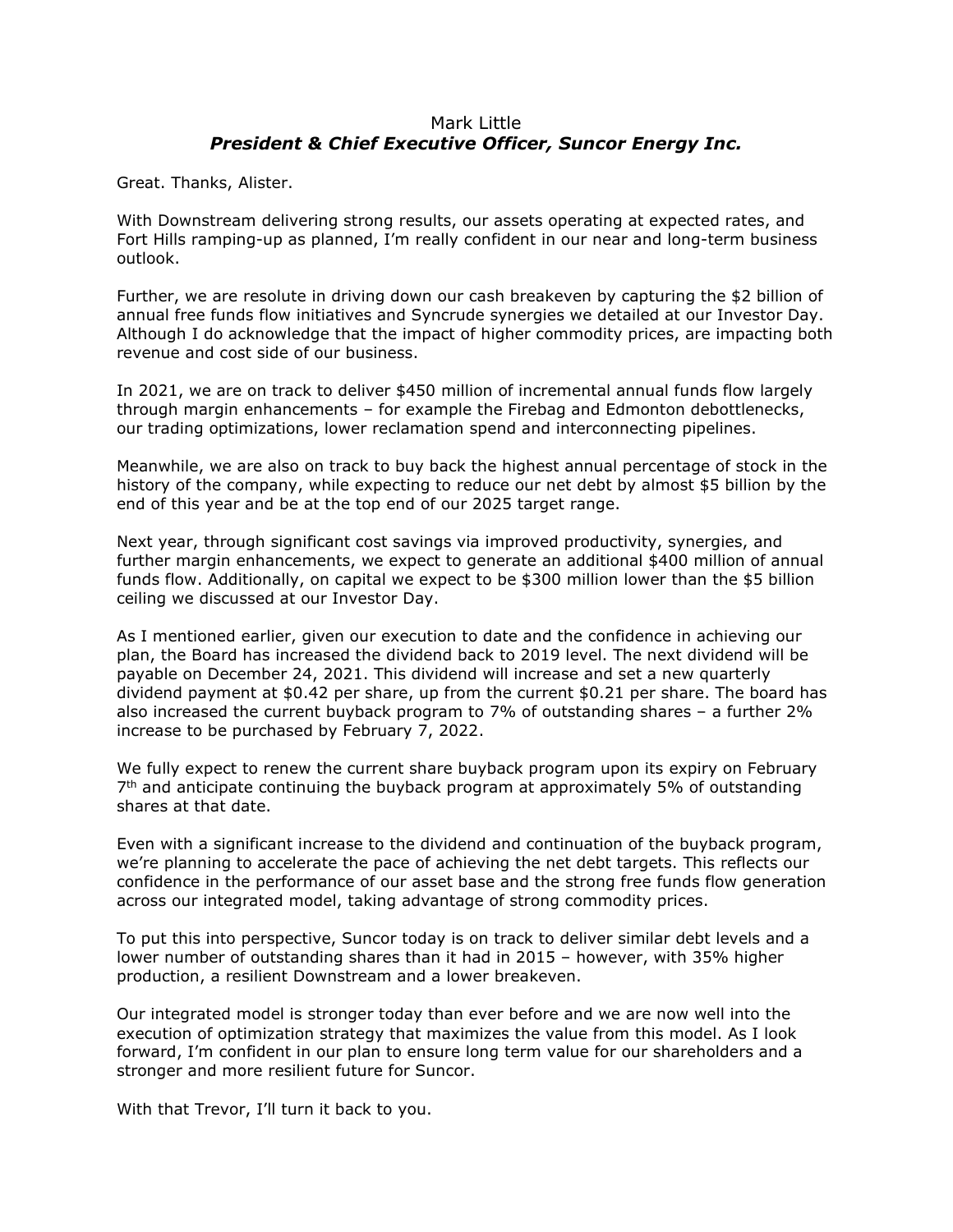Mark Little
***President & Chief Executive Officer, Suncor Energy Inc.***

Great. Thanks, Alister.

With Downstream delivering strong results, our assets operating at expected rates, and Fort Hills ramping-up as planned, I'm really confident in our near and long-term business outlook.

Further, we are resolute in driving down our cash breakeven by capturing the $2 billion of annual free funds flow initiatives and Syncrude synergies we detailed at our Investor Day. Although I do acknowledge that the impact of higher commodity prices, are impacting both revenue and cost side of our business.

In 2021, we are on track to deliver $450 million of incremental annual funds flow largely through margin enhancements – for example the Firebag and Edmonton debottlenecks, our trading optimizations, lower reclamation spend and interconnecting pipelines.

Meanwhile, we are also on track to buy back the highest annual percentage of stock in the history of the company, while expecting to reduce our net debt by almost $5 billion by the end of this year and be at the top end of our 2025 target range.

Next year, through significant cost savings via improved productivity, synergies, and further margin enhancements, we expect to generate an additional $400 million of annual funds flow. Additionally, on capital we expect to be $300 million lower than the $5 billion ceiling we discussed at our Investor Day.

As I mentioned earlier, given our execution to date and the confidence in achieving our plan, the Board has increased the dividend back to 2019 level. The next dividend will be payable on December 24, 2021. This dividend will increase and set a new quarterly dividend payment at $0.42 per share, up from the current $0.21 per share. The board has also increased the current buyback program to 7% of outstanding shares – a further 2% increase to be purchased by February 7, 2022.

We fully expect to renew the current share buyback program upon its expiry on February 7th and anticipate continuing the buyback program at approximately 5% of outstanding shares at that date.

Even with a significant increase to the dividend and continuation of the buyback program, we're planning to accelerate the pace of achieving the net debt targets. This reflects our confidence in the performance of our asset base and the strong free funds flow generation across our integrated model, taking advantage of strong commodity prices.

To put this into perspective, Suncor today is on track to deliver similar debt levels and a lower number of outstanding shares than it had in 2015 – however, with 35% higher production, a resilient Downstream and a lower breakeven.

Our integrated model is stronger today than ever before and we are now well into the execution of optimization strategy that maximizes the value from this model. As I look forward, I'm confident in our plan to ensure long term value for our shareholders and a stronger and more resilient future for Suncor.

With that Trevor, I'll turn it back to you.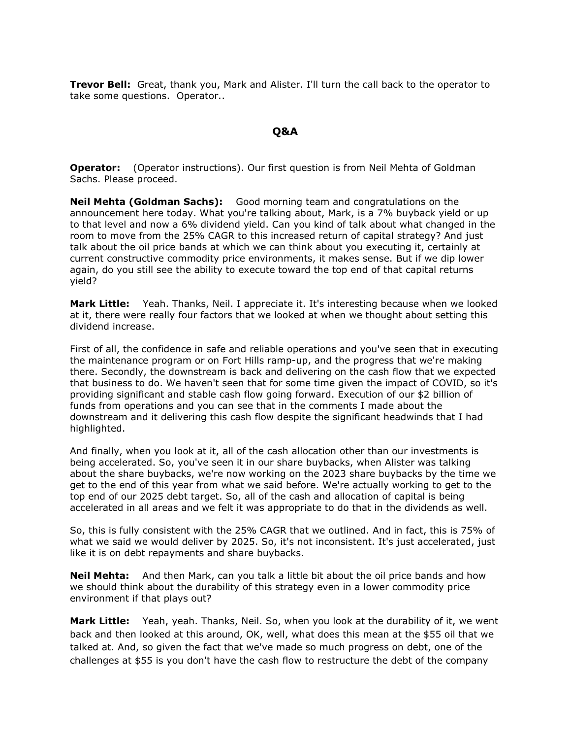**Trevor Bell:** Great, thank you, Mark and Alister. I'll turn the call back to the operator to take some questions. Operator..

## Q&A

**Operator:** (Operator instructions). Our first question is from Neil Mehta of Goldman Sachs. Please proceed.

**Neil Mehta (Goldman Sachs):** Good morning team and congratulations on the announcement here today. What you're talking about, Mark, is a 7% buyback yield or up to that level and now a 6% dividend yield. Can you kind of talk about what changed in the room to move from the 25% CAGR to this increased return of capital strategy? And just talk about the oil price bands at which we can think about you executing it, certainly at current constructive commodity price environments, it makes sense. But if we dip lower again, do you still see the ability to execute toward the top end of that capital returns yield?

**Mark Little:** Yeah. Thanks, Neil. I appreciate it. It's interesting because when we looked at it, there were really four factors that we looked at when we thought about setting this dividend increase.

First of all, the confidence in safe and reliable operations and you've seen that in executing the maintenance program or on Fort Hills ramp-up, and the progress that we're making there. Secondly, the downstream is back and delivering on the cash flow that we expected that business to do. We haven't seen that for some time given the impact of COVID, so it's providing significant and stable cash flow going forward. Execution of our $2 billion of funds from operations and you can see that in the comments I made about the downstream and it delivering this cash flow despite the significant headwinds that I had highlighted.

And finally, when you look at it, all of the cash allocation other than our investments is being accelerated. So, you've seen it in our share buybacks, when Alister was talking about the share buybacks, we're now working on the 2023 share buybacks by the time we get to the end of this year from what we said before. We're actually working to get to the top end of our 2025 debt target. So, all of the cash and allocation of capital is being accelerated in all areas and we felt it was appropriate to do that in the dividends as well.

So, this is fully consistent with the 25% CAGR that we outlined. And in fact, this is 75% of what we said we would deliver by 2025. So, it's not inconsistent. It's just accelerated, just like it is on debt repayments and share buybacks.

**Neil Mehta:** And then Mark, can you talk a little bit about the oil price bands and how we should think about the durability of this strategy even in a lower commodity price environment if that plays out?

**Mark Little:** Yeah, yeah. Thanks, Neil. So, when you look at the durability of it, we went back and then looked at this around, OK, well, what does this mean at the $55 oil that we talked at. And, so given the fact that we've made so much progress on debt, one of the challenges at $55 is you don't have the cash flow to restructure the debt of the company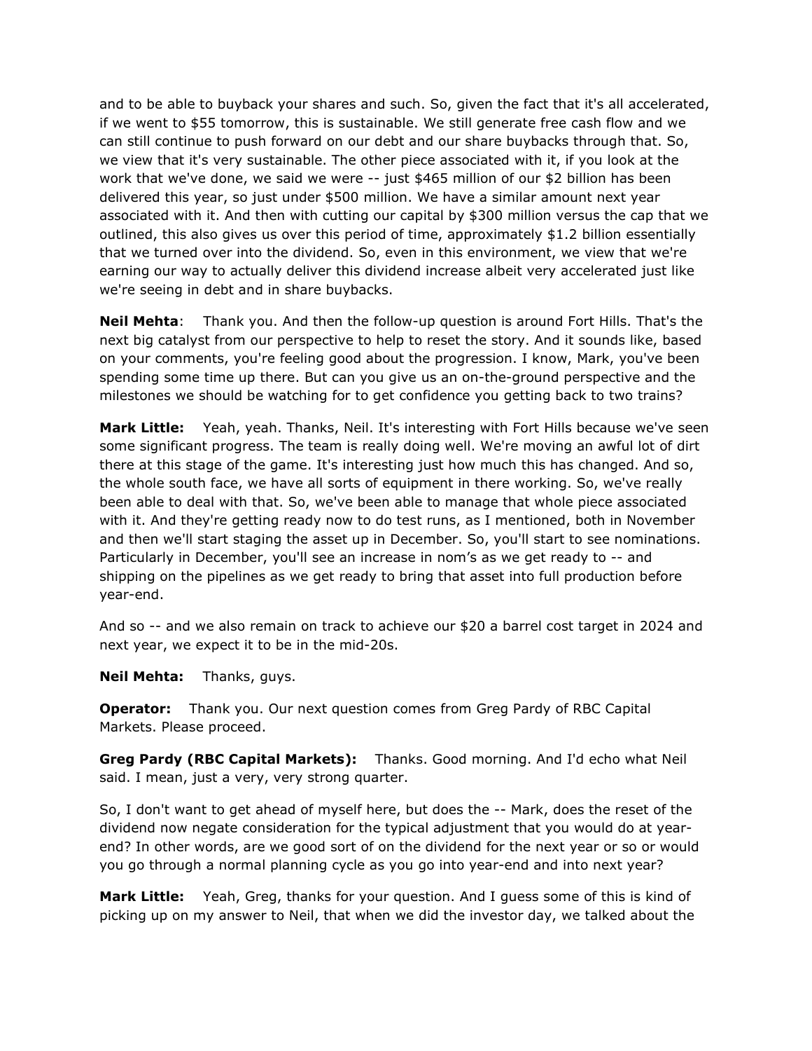and to be able to buyback your shares and such. So, given the fact that it's all accelerated, if we went to $55 tomorrow, this is sustainable. We still generate free cash flow and we can still continue to push forward on our debt and our share buybacks through that. So, we view that it's very sustainable. The other piece associated with it, if you look at the work that we've done, we said we were -- just $465 million of our $2 billion has been delivered this year, so just under $500 million. We have a similar amount next year associated with it. And then with cutting our capital by $300 million versus the cap that we outlined, this also gives us over this period of time, approximately $1.2 billion essentially that we turned over into the dividend. So, even in this environment, we view that we're earning our way to actually deliver this dividend increase albeit very accelerated just like we're seeing in debt and in share buybacks.

**Neil Mehta**: Thank you. And then the follow-up question is around Fort Hills. That's the next big catalyst from our perspective to help to reset the story. And it sounds like, based on your comments, you're feeling good about the progression. I know, Mark, you've been spending some time up there. But can you give us an on-the-ground perspective and the milestones we should be watching for to get confidence you getting back to two trains?

**Mark Little:** Yeah, yeah. Thanks, Neil. It's interesting with Fort Hills because we've seen some significant progress. The team is really doing well. We're moving an awful lot of dirt there at this stage of the game. It's interesting just how much this has changed. And so, the whole south face, we have all sorts of equipment in there working. So, we've really been able to deal with that. So, we've been able to manage that whole piece associated with it. And they're getting ready now to do test runs, as I mentioned, both in November and then we'll start staging the asset up in December. So, you'll start to see nominations. Particularly in December, you'll see an increase in nom's as we get ready to -- and shipping on the pipelines as we get ready to bring that asset into full production before year-end.

And so -- and we also remain on track to achieve our $20 a barrel cost target in 2024 and next year, we expect it to be in the mid-20s.

**Neil Mehta:** Thanks, guys.

**Operator:** Thank you. Our next question comes from Greg Pardy of RBC Capital Markets. Please proceed.

**Greg Pardy (RBC Capital Markets):** Thanks. Good morning. And I'd echo what Neil said. I mean, just a very, very strong quarter.

So, I don't want to get ahead of myself here, but does the -- Mark, does the reset of the dividend now negate consideration for the typical adjustment that you would do at year-end? In other words, are we good sort of on the dividend for the next year or so or would you go through a normal planning cycle as you go into year-end and into next year?

**Mark Little:** Yeah, Greg, thanks for your question. And I guess some of this is kind of picking up on my answer to Neil, that when we did the investor day, we talked about the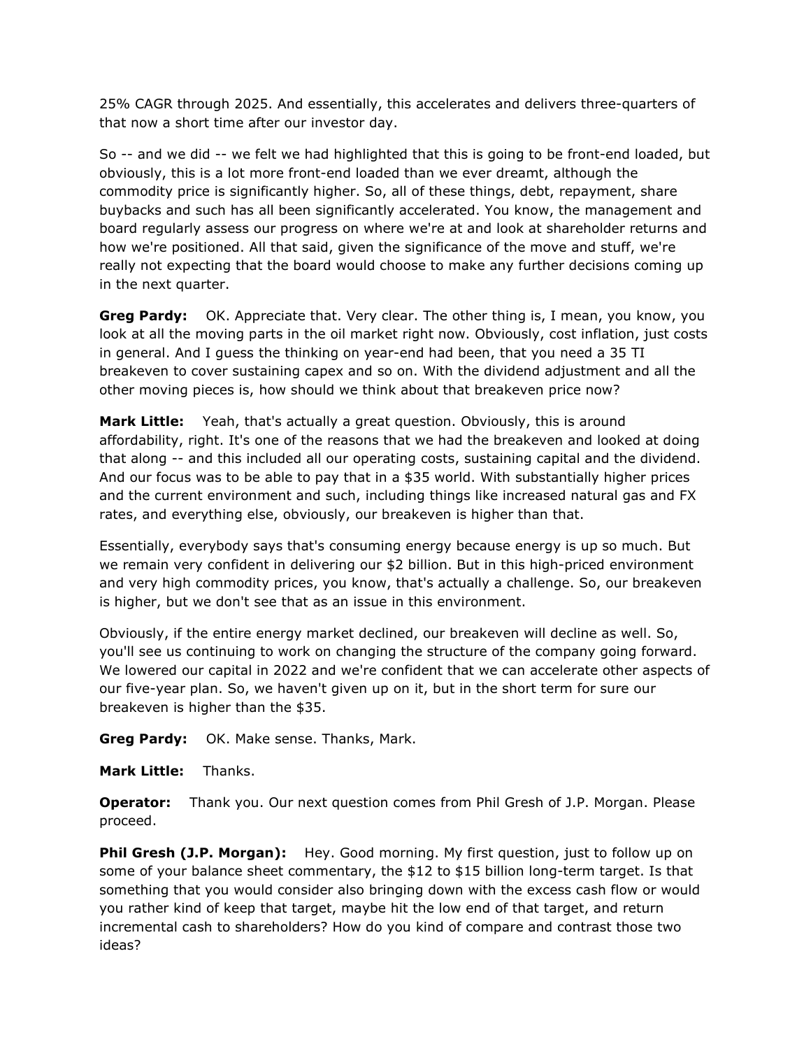25% CAGR through 2025. And essentially, this accelerates and delivers three-quarters of that now a short time after our investor day.

So -- and we did -- we felt we had highlighted that this is going to be front-end loaded, but obviously, this is a lot more front-end loaded than we ever dreamt, although the commodity price is significantly higher. So, all of these things, debt, repayment, share buybacks and such has all been significantly accelerated. You know, the management and board regularly assess our progress on where we're at and look at shareholder returns and how we're positioned. All that said, given the significance of the move and stuff, we're really not expecting that the board would choose to make any further decisions coming up in the next quarter.

**Greg Pardy:** OK. Appreciate that. Very clear. The other thing is, I mean, you know, you look at all the moving parts in the oil market right now. Obviously, cost inflation, just costs in general. And I guess the thinking on year-end had been, that you need a 35 TI breakeven to cover sustaining capex and so on. With the dividend adjustment and all the other moving pieces is, how should we think about that breakeven price now?

**Mark Little:** Yeah, that's actually a great question. Obviously, this is around affordability, right. It's one of the reasons that we had the breakeven and looked at doing that along -- and this included all our operating costs, sustaining capital and the dividend. And our focus was to be able to pay that in a $35 world. With substantially higher prices and the current environment and such, including things like increased natural gas and FX rates, and everything else, obviously, our breakeven is higher than that.

Essentially, everybody says that's consuming energy because energy is up so much. But we remain very confident in delivering our $2 billion. But in this high-priced environment and very high commodity prices, you know, that's actually a challenge. So, our breakeven is higher, but we don't see that as an issue in this environment.

Obviously, if the entire energy market declined, our breakeven will decline as well. So, you'll see us continuing to work on changing the structure of the company going forward. We lowered our capital in 2022 and we're confident that we can accelerate other aspects of our five-year plan. So, we haven't given up on it, but in the short term for sure our breakeven is higher than the $35.

**Greg Pardy:** OK. Make sense. Thanks, Mark.

**Mark Little:** Thanks.

**Operator:** Thank you. Our next question comes from Phil Gresh of J.P. Morgan. Please proceed.

**Phil Gresh (J.P. Morgan):** Hey. Good morning. My first question, just to follow up on some of your balance sheet commentary, the $12 to $15 billion long-term target. Is that something that you would consider also bringing down with the excess cash flow or would you rather kind of keep that target, maybe hit the low end of that target, and return incremental cash to shareholders? How do you kind of compare and contrast those two ideas?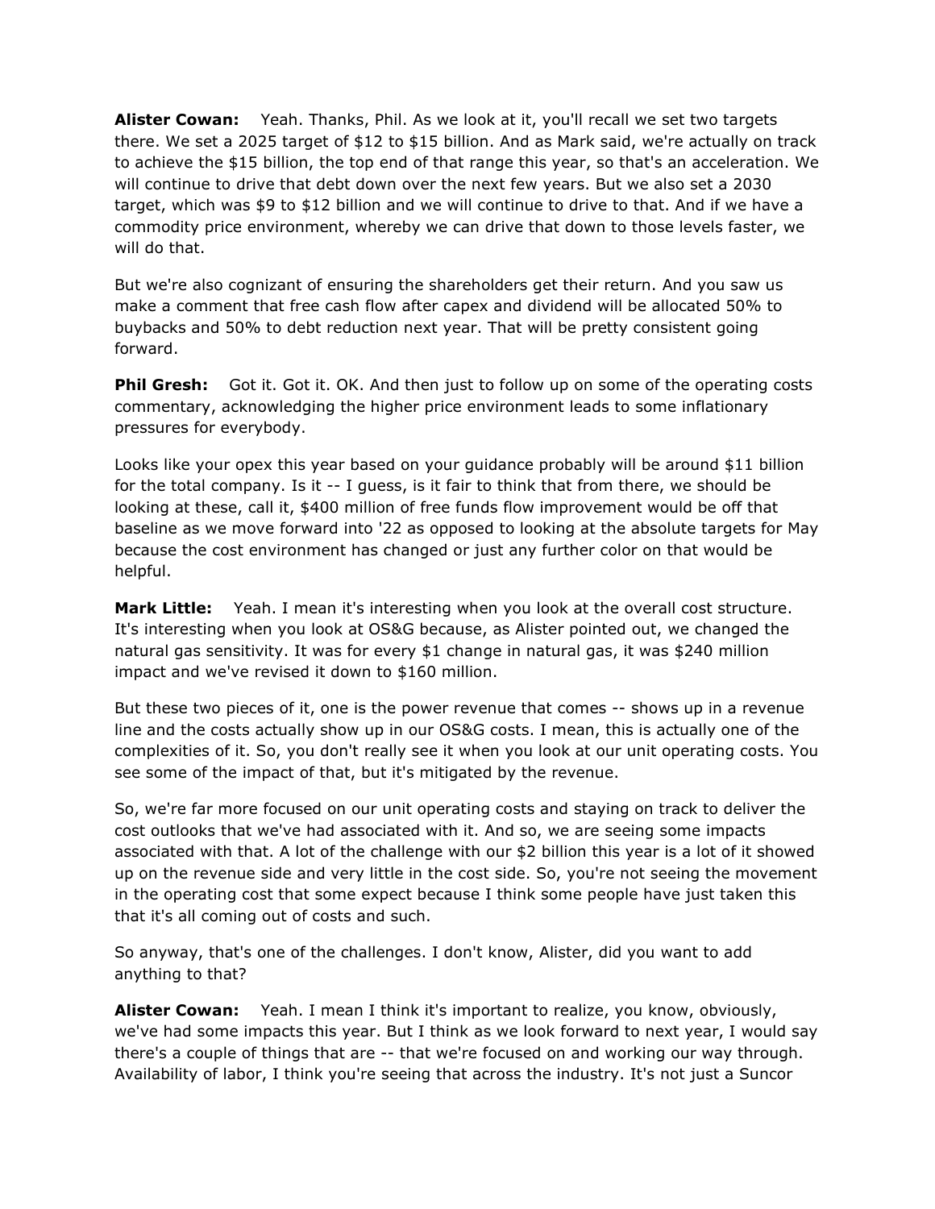**Alister Cowan:** Yeah. Thanks, Phil. As we look at it, you'll recall we set two targets there. We set a 2025 target of $12 to $15 billion. And as Mark said, we're actually on track to achieve the $15 billion, the top end of that range this year, so that's an acceleration. We will continue to drive that debt down over the next few years. But we also set a 2030 target, which was $9 to $12 billion and we will continue to drive to that. And if we have a commodity price environment, whereby we can drive that down to those levels faster, we will do that.

But we're also cognizant of ensuring the shareholders get their return. And you saw us make a comment that free cash flow after capex and dividend will be allocated 50% to buybacks and 50% to debt reduction next year. That will be pretty consistent going forward.

**Phil Gresh:** Got it. Got it. OK. And then just to follow up on some of the operating costs commentary, acknowledging the higher price environment leads to some inflationary pressures for everybody.

Looks like your opex this year based on your guidance probably will be around $11 billion for the total company. Is it -- I guess, is it fair to think that from there, we should be looking at these, call it, $400 million of free funds flow improvement would be off that baseline as we move forward into '22 as opposed to looking at the absolute targets for May because the cost environment has changed or just any further color on that would be helpful.

**Mark Little:** Yeah. I mean it's interesting when you look at the overall cost structure. It's interesting when you look at OS&G because, as Alister pointed out, we changed the natural gas sensitivity. It was for every $1 change in natural gas, it was $240 million impact and we've revised it down to $160 million.

But these two pieces of it, one is the power revenue that comes -- shows up in a revenue line and the costs actually show up in our OS&G costs. I mean, this is actually one of the complexities of it. So, you don't really see it when you look at our unit operating costs. You see some of the impact of that, but it's mitigated by the revenue.

So, we're far more focused on our unit operating costs and staying on track to deliver the cost outlooks that we've had associated with it. And so, we are seeing some impacts associated with that. A lot of the challenge with our $2 billion this year is a lot of it showed up on the revenue side and very little in the cost side. So, you're not seeing the movement in the operating cost that some expect because I think some people have just taken this that it's all coming out of costs and such.

So anyway, that's one of the challenges. I don't know, Alister, did you want to add anything to that?

**Alister Cowan:** Yeah. I mean I think it's important to realize, you know, obviously, we've had some impacts this year. But I think as we look forward to next year, I would say there's a couple of things that are -- that we're focused on and working our way through. Availability of labor, I think you're seeing that across the industry. It's not just a Suncor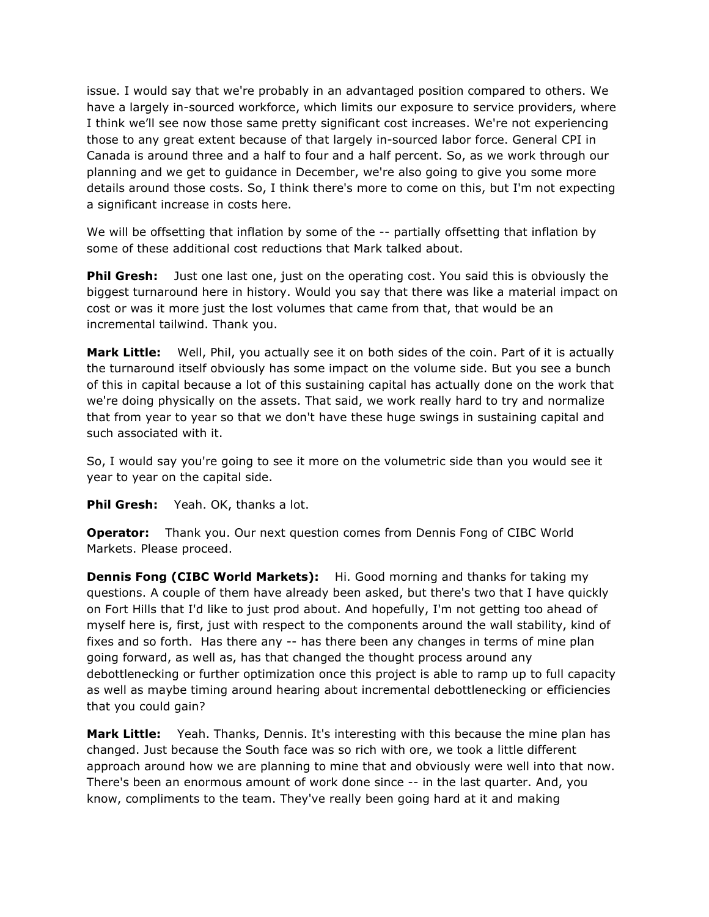issue. I would say that we're probably in an advantaged position compared to others. We have a largely in-sourced workforce, which limits our exposure to service providers, where I think we'll see now those same pretty significant cost increases. We're not experiencing those to any great extent because of that largely in-sourced labor force. General CPI in Canada is around three and a half to four and a half percent. So, as we work through our planning and we get to guidance in December, we're also going to give you some more details around those costs. So, I think there's more to come on this, but I'm not expecting a significant increase in costs here.

We will be offsetting that inflation by some of the -- partially offsetting that inflation by some of these additional cost reductions that Mark talked about.

**Phil Gresh:** Just one last one, just on the operating cost. You said this is obviously the biggest turnaround here in history. Would you say that there was like a material impact on cost or was it more just the lost volumes that came from that, that would be an incremental tailwind. Thank you.

**Mark Little:** Well, Phil, you actually see it on both sides of the coin. Part of it is actually the turnaround itself obviously has some impact on the volume side. But you see a bunch of this in capital because a lot of this sustaining capital has actually done on the work that we're doing physically on the assets. That said, we work really hard to try and normalize that from year to year so that we don't have these huge swings in sustaining capital and such associated with it.

So, I would say you're going to see it more on the volumetric side than you would see it year to year on the capital side.

**Phil Gresh:** Yeah. OK, thanks a lot.

**Operator:** Thank you. Our next question comes from Dennis Fong of CIBC World Markets. Please proceed.

**Dennis Fong (CIBC World Markets):** Hi. Good morning and thanks for taking my questions. A couple of them have already been asked, but there's two that I have quickly on Fort Hills that I'd like to just prod about. And hopefully, I'm not getting too ahead of myself here is, first, just with respect to the components around the wall stability, kind of fixes and so forth. Has there any -- has there been any changes in terms of mine plan going forward, as well as, has that changed the thought process around any debottlenecking or further optimization once this project is able to ramp up to full capacity as well as maybe timing around hearing about incremental debottlenecking or efficiencies that you could gain?

**Mark Little:** Yeah. Thanks, Dennis. It's interesting with this because the mine plan has changed. Just because the South face was so rich with ore, we took a little different approach around how we are planning to mine that and obviously were well into that now. There's been an enormous amount of work done since -- in the last quarter. And, you know, compliments to the team. They've really been going hard at it and making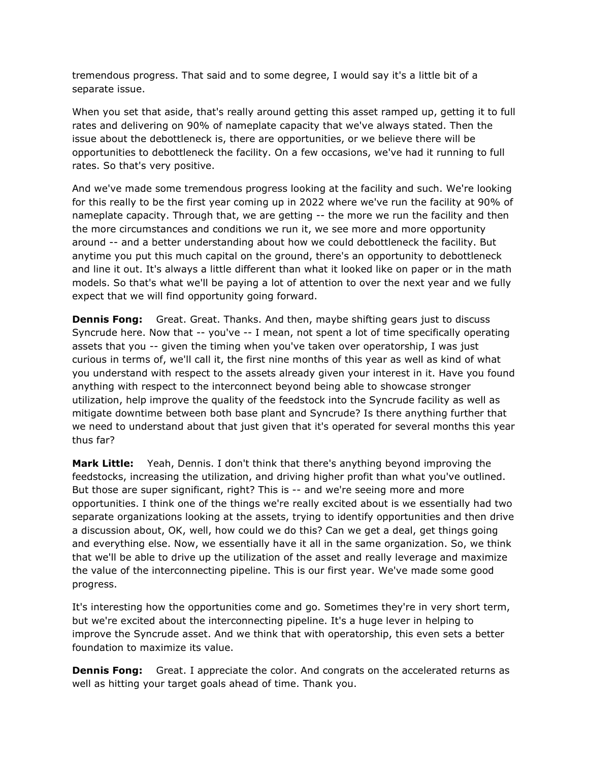tremendous progress. That said and to some degree, I would say it's a little bit of a separate issue.

When you set that aside, that's really around getting this asset ramped up, getting it to full rates and delivering on 90% of nameplate capacity that we've always stated. Then the issue about the debottleneck is, there are opportunities, or we believe there will be opportunities to debottleneck the facility. On a few occasions, we've had it running to full rates. So that's very positive.

And we've made some tremendous progress looking at the facility and such. We're looking for this really to be the first year coming up in 2022 where we've run the facility at 90% of nameplate capacity. Through that, we are getting -- the more we run the facility and then the more circumstances and conditions we run it, we see more and more opportunity around -- and a better understanding about how we could debottleneck the facility. But anytime you put this much capital on the ground, there's an opportunity to debottleneck and line it out. It's always a little different than what it looked like on paper or in the math models. So that's what we'll be paying a lot of attention to over the next year and we fully expect that we will find opportunity going forward.

**Dennis Fong:** Great. Great. Thanks. And then, maybe shifting gears just to discuss Syncrude here. Now that -- you've -- I mean, not spent a lot of time specifically operating assets that you -- given the timing when you've taken over operatorship, I was just curious in terms of, we'll call it, the first nine months of this year as well as kind of what you understand with respect to the assets already given your interest in it. Have you found anything with respect to the interconnect beyond being able to showcase stronger utilization, help improve the quality of the feedstock into the Syncrude facility as well as mitigate downtime between both base plant and Syncrude? Is there anything further that we need to understand about that just given that it's operated for several months this year thus far?

**Mark Little:** Yeah, Dennis. I don't think that there's anything beyond improving the feedstocks, increasing the utilization, and driving higher profit than what you've outlined. But those are super significant, right? This is -- and we're seeing more and more opportunities. I think one of the things we're really excited about is we essentially had two separate organizations looking at the assets, trying to identify opportunities and then drive a discussion about, OK, well, how could we do this? Can we get a deal, get things going and everything else. Now, we essentially have it all in the same organization. So, we think that we'll be able to drive up the utilization of the asset and really leverage and maximize the value of the interconnecting pipeline. This is our first year. We've made some good progress.

It's interesting how the opportunities come and go. Sometimes they're in very short term, but we're excited about the interconnecting pipeline. It's a huge lever in helping to improve the Syncrude asset. And we think that with operatorship, this even sets a better foundation to maximize its value.

**Dennis Fong:** Great. I appreciate the color. And congrats on the accelerated returns as well as hitting your target goals ahead of time. Thank you.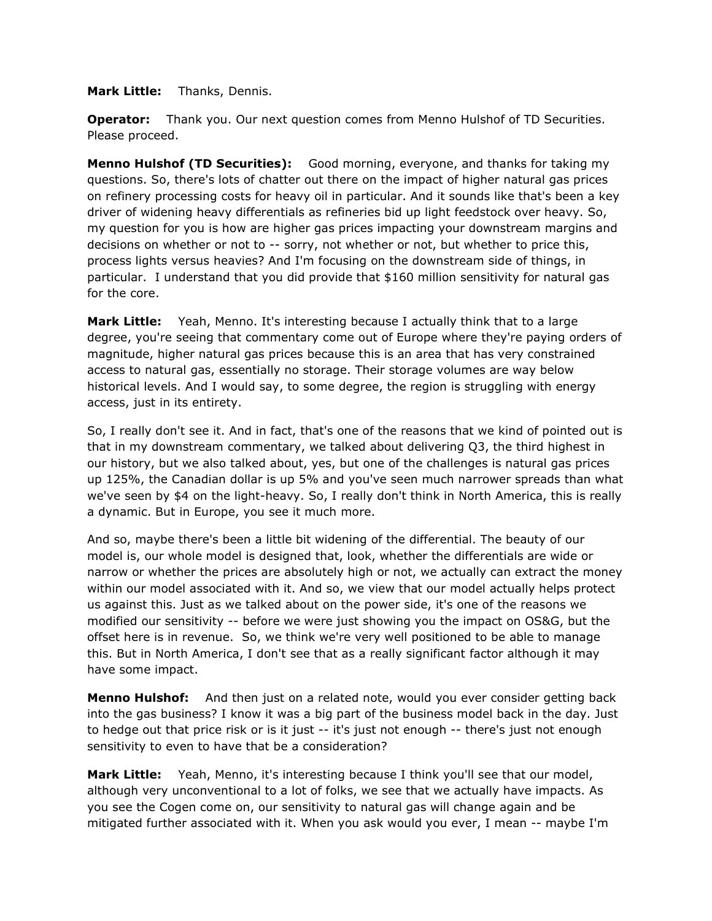**Mark Little:** Thanks, Dennis.

**Operator:** Thank you. Our next question comes from Menno Hulshof of TD Securities. Please proceed.

**Menno Hulshof (TD Securities):** Good morning, everyone, and thanks for taking my questions. So, there's lots of chatter out there on the impact of higher natural gas prices on refinery processing costs for heavy oil in particular. And it sounds like that's been a key driver of widening heavy differentials as refineries bid up light feedstock over heavy. So, my question for you is how are higher gas prices impacting your downstream margins and decisions on whether or not to -- sorry, not whether or not, but whether to price this, process lights versus heavies? And I'm focusing on the downstream side of things, in particular. I understand that you did provide that $160 million sensitivity for natural gas for the core.

**Mark Little:** Yeah, Menno. It's interesting because I actually think that to a large degree, you're seeing that commentary come out of Europe where they're paying orders of magnitude, higher natural gas prices because this is an area that has very constrained access to natural gas, essentially no storage. Their storage volumes are way below historical levels. And I would say, to some degree, the region is struggling with energy access, just in its entirety.

So, I really don't see it. And in fact, that's one of the reasons that we kind of pointed out is that in my downstream commentary, we talked about delivering Q3, the third highest in our history, but we also talked about, yes, but one of the challenges is natural gas prices up 125%, the Canadian dollar is up 5% and you've seen much narrower spreads than what we've seen by $4 on the light-heavy. So, I really don't think in North America, this is really a dynamic. But in Europe, you see it much more.

And so, maybe there's been a little bit widening of the differential. The beauty of our model is, our whole model is designed that, look, whether the differentials are wide or narrow or whether the prices are absolutely high or not, we actually can extract the money within our model associated with it. And so, we view that our model actually helps protect us against this. Just as we talked about on the power side, it's one of the reasons we modified our sensitivity -- before we were just showing you the impact on OS&G, but the offset here is in revenue. So, we think we're very well positioned to be able to manage this. But in North America, I don't see that as a really significant factor although it may have some impact.

**Menno Hulshof:** And then just on a related note, would you ever consider getting back into the gas business? I know it was a big part of the business model back in the day. Just to hedge out that price risk or is it just -- it's just not enough -- there's just not enough sensitivity to even to have that be a consideration?

**Mark Little:** Yeah, Menno, it's interesting because I think you'll see that our model, although very unconventional to a lot of folks, we see that we actually have impacts. As you see the Cogen come on, our sensitivity to natural gas will change again and be mitigated further associated with it. When you ask would you ever, I mean -- maybe I'm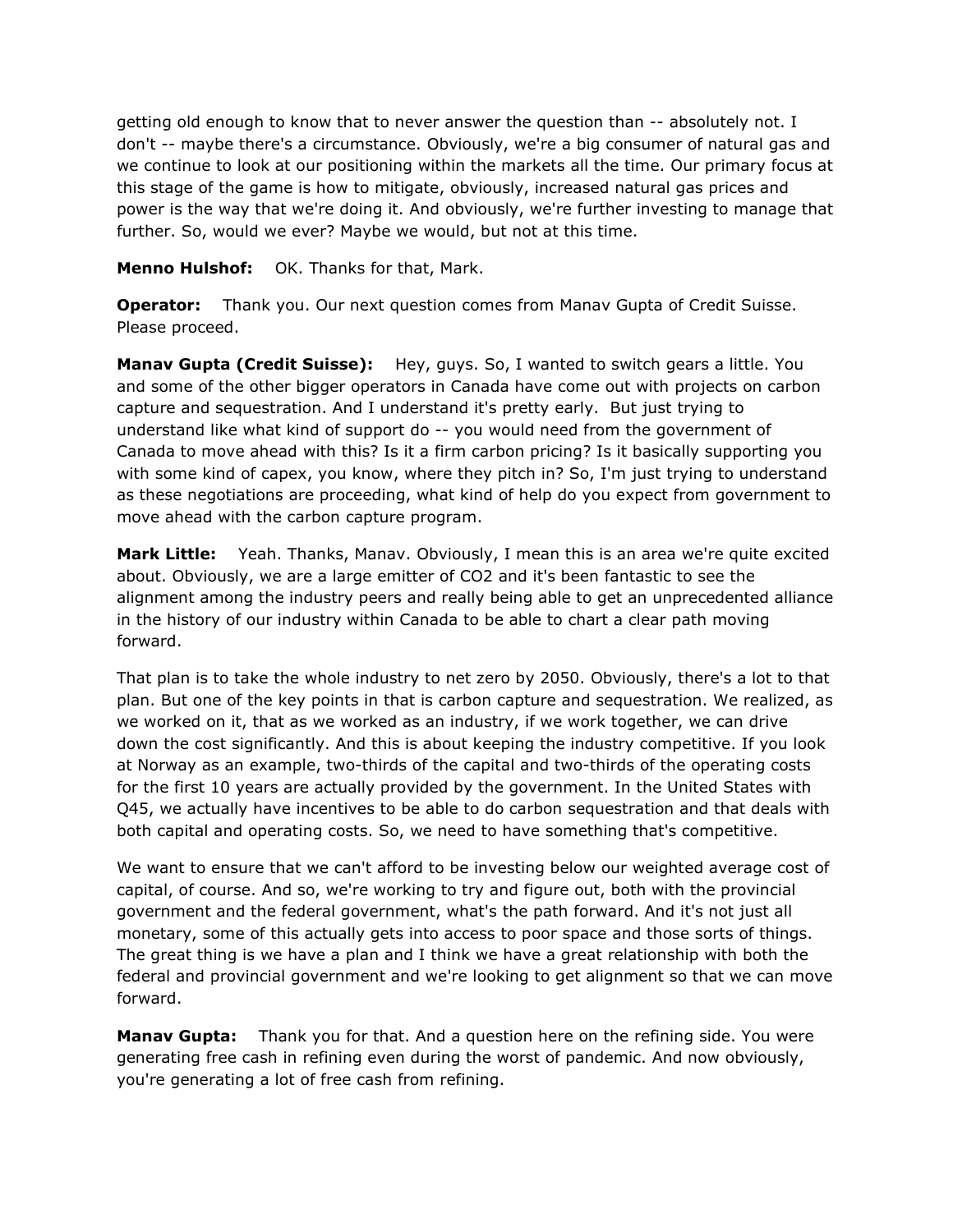getting old enough to know that to never answer the question than -- absolutely not. I don't -- maybe there's a circumstance. Obviously, we're a big consumer of natural gas and we continue to look at our positioning within the markets all the time. Our primary focus at this stage of the game is how to mitigate, obviously, increased natural gas prices and power is the way that we're doing it. And obviously, we're further investing to manage that further. So, would we ever? Maybe we would, but not at this time.

**Menno Hulshof:** OK. Thanks for that, Mark.

**Operator:** Thank you. Our next question comes from Manav Gupta of Credit Suisse. Please proceed.

**Manav Gupta (Credit Suisse):** Hey, guys. So, I wanted to switch gears a little. You and some of the other bigger operators in Canada have come out with projects on carbon capture and sequestration. And I understand it's pretty early. But just trying to understand like what kind of support do -- you would need from the government of Canada to move ahead with this? Is it a firm carbon pricing? Is it basically supporting you with some kind of capex, you know, where they pitch in? So, I'm just trying to understand as these negotiations are proceeding, what kind of help do you expect from government to move ahead with the carbon capture program.

**Mark Little:** Yeah. Thanks, Manav. Obviously, I mean this is an area we're quite excited about. Obviously, we are a large emitter of CO2 and it's been fantastic to see the alignment among the industry peers and really being able to get an unprecedented alliance in the history of our industry within Canada to be able to chart a clear path moving forward.

That plan is to take the whole industry to net zero by 2050. Obviously, there's a lot to that plan. But one of the key points in that is carbon capture and sequestration. We realized, as we worked on it, that as we worked as an industry, if we work together, we can drive down the cost significantly. And this is about keeping the industry competitive. If you look at Norway as an example, two-thirds of the capital and two-thirds of the operating costs for the first 10 years are actually provided by the government. In the United States with Q45, we actually have incentives to be able to do carbon sequestration and that deals with both capital and operating costs. So, we need to have something that's competitive.

We want to ensure that we can't afford to be investing below our weighted average cost of capital, of course. And so, we're working to try and figure out, both with the provincial government and the federal government, what's the path forward. And it's not just all monetary, some of this actually gets into access to poor space and those sorts of things. The great thing is we have a plan and I think we have a great relationship with both the federal and provincial government and we're looking to get alignment so that we can move forward.

**Manav Gupta:** Thank you for that. And a question here on the refining side. You were generating free cash in refining even during the worst of pandemic. And now obviously, you're generating a lot of free cash from refining.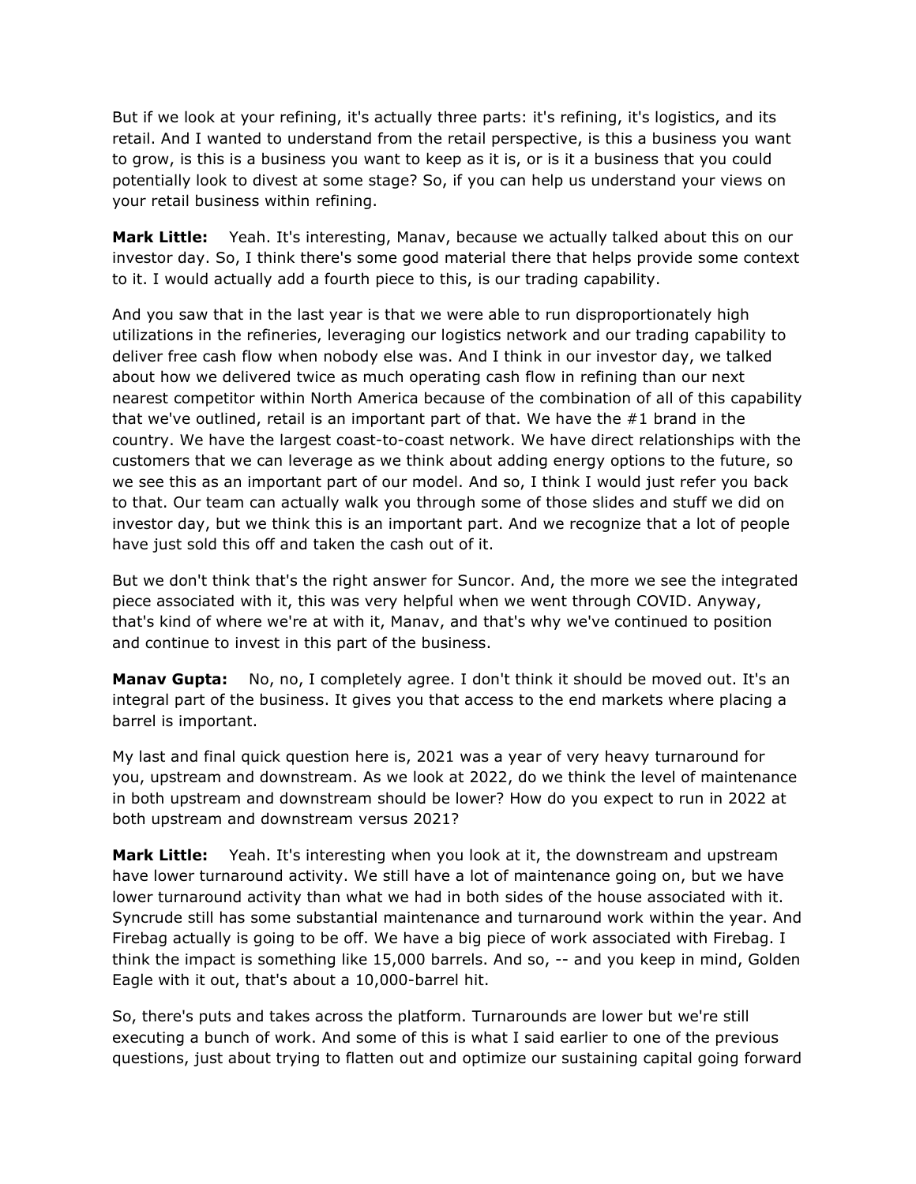But if we look at your refining, it's actually three parts: it's refining, it's logistics, and its retail. And I wanted to understand from the retail perspective, is this a business you want to grow, is this is a business you want to keep as it is, or is it a business that you could potentially look to divest at some stage? So, if you can help us understand your views on your retail business within refining.

**Mark Little:** Yeah. It's interesting, Manav, because we actually talked about this on our investor day. So, I think there's some good material there that helps provide some context to it. I would actually add a fourth piece to this, is our trading capability.

And you saw that in the last year is that we were able to run disproportionately high utilizations in the refineries, leveraging our logistics network and our trading capability to deliver free cash flow when nobody else was. And I think in our investor day, we talked about how we delivered twice as much operating cash flow in refining than our next nearest competitor within North America because of the combination of all of this capability that we've outlined, retail is an important part of that. We have the #1 brand in the country. We have the largest coast-to-coast network. We have direct relationships with the customers that we can leverage as we think about adding energy options to the future, so we see this as an important part of our model. And so, I think I would just refer you back to that. Our team can actually walk you through some of those slides and stuff we did on investor day, but we think this is an important part. And we recognize that a lot of people have just sold this off and taken the cash out of it.

But we don't think that's the right answer for Suncor. And, the more we see the integrated piece associated with it, this was very helpful when we went through COVID. Anyway, that's kind of where we're at with it, Manav, and that's why we've continued to position and continue to invest in this part of the business.

**Manav Gupta:** No, no, I completely agree. I don't think it should be moved out. It's an integral part of the business. It gives you that access to the end markets where placing a barrel is important.

My last and final quick question here is, 2021 was a year of very heavy turnaround for you, upstream and downstream. As we look at 2022, do we think the level of maintenance in both upstream and downstream should be lower? How do you expect to run in 2022 at both upstream and downstream versus 2021?

**Mark Little:** Yeah. It's interesting when you look at it, the downstream and upstream have lower turnaround activity. We still have a lot of maintenance going on, but we have lower turnaround activity than what we had in both sides of the house associated with it. Syncrude still has some substantial maintenance and turnaround work within the year. And Firebag actually is going to be off. We have a big piece of work associated with Firebag. I think the impact is something like 15,000 barrels. And so, -- and you keep in mind, Golden Eagle with it out, that's about a 10,000-barrel hit.

So, there's puts and takes across the platform. Turnarounds are lower but we're still executing a bunch of work. And some of this is what I said earlier to one of the previous questions, just about trying to flatten out and optimize our sustaining capital going forward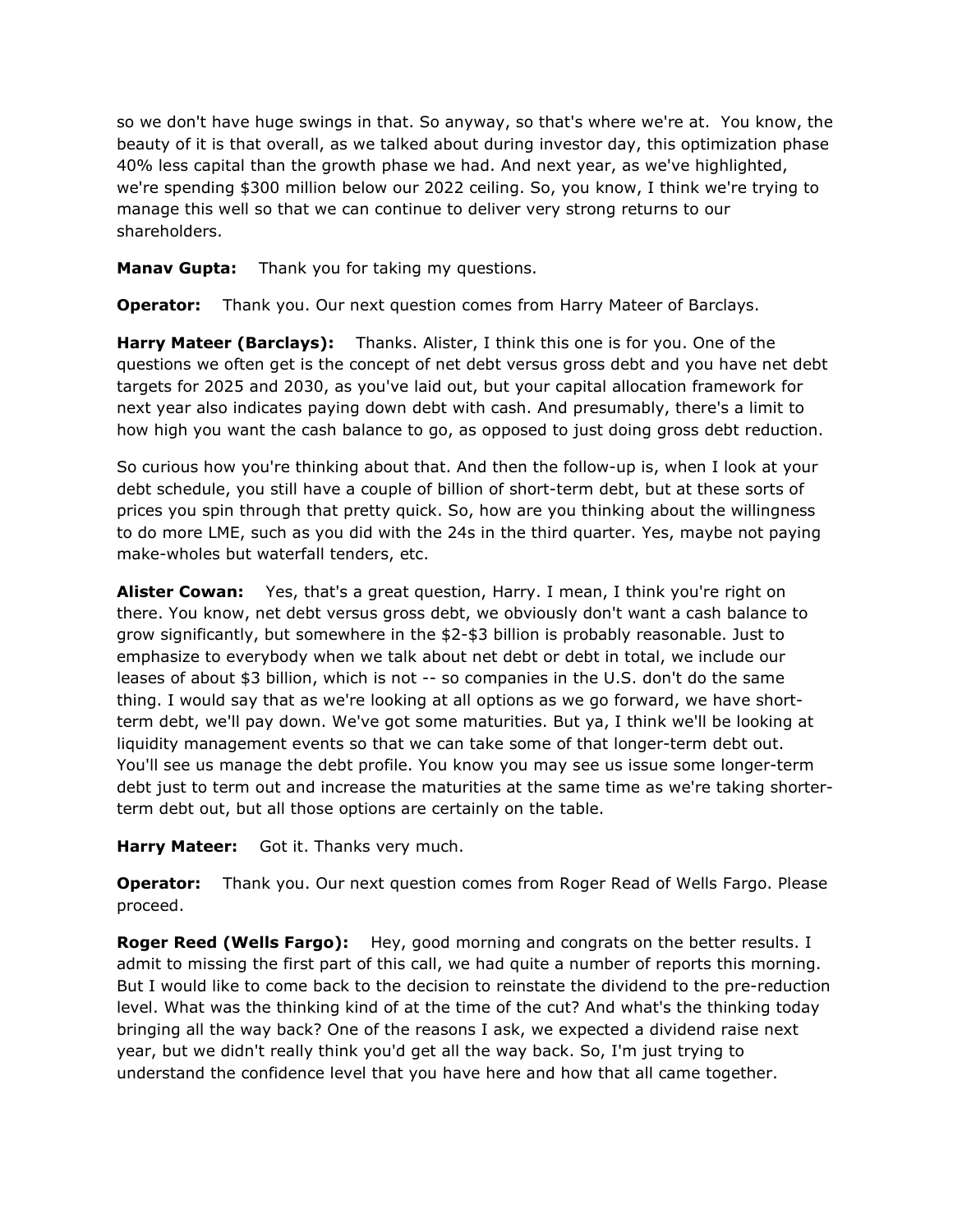so we don't have huge swings in that. So anyway, so that's where we're at. You know, the beauty of it is that overall, as we talked about during investor day, this optimization phase 40% less capital than the growth phase we had. And next year, as we've highlighted, we're spending $300 million below our 2022 ceiling. So, you know, I think we're trying to manage this well so that we can continue to deliver very strong returns to our shareholders.

**Manav Gupta:** Thank you for taking my questions.

**Operator:** Thank you. Our next question comes from Harry Mateer of Barclays.

**Harry Mateer (Barclays):** Thanks. Alister, I think this one is for you. One of the questions we often get is the concept of net debt versus gross debt and you have net debt targets for 2025 and 2030, as you've laid out, but your capital allocation framework for next year also indicates paying down debt with cash. And presumably, there's a limit to how high you want the cash balance to go, as opposed to just doing gross debt reduction.

So curious how you're thinking about that. And then the follow-up is, when I look at your debt schedule, you still have a couple of billion of short-term debt, but at these sorts of prices you spin through that pretty quick. So, how are you thinking about the willingness to do more LME, such as you did with the 24s in the third quarter. Yes, maybe not paying make-wholes but waterfall tenders, etc.

**Alister Cowan:** Yes, that's a great question, Harry. I mean, I think you're right on there. You know, net debt versus gross debt, we obviously don't want a cash balance to grow significantly, but somewhere in the $2-$3 billion is probably reasonable. Just to emphasize to everybody when we talk about net debt or debt in total, we include our leases of about $3 billion, which is not -- so companies in the U.S. don't do the same thing. I would say that as we're looking at all options as we go forward, we have short-term debt, we'll pay down. We've got some maturities. But ya, I think we'll be looking at liquidity management events so that we can take some of that longer-term debt out. You'll see us manage the debt profile. You know you may see us issue some longer-term debt just to term out and increase the maturities at the same time as we're taking shorter-term debt out, but all those options are certainly on the table.

**Harry Mateer:** Got it. Thanks very much.

**Operator:** Thank you. Our next question comes from Roger Read of Wells Fargo. Please proceed.

**Roger Reed (Wells Fargo):** Hey, good morning and congrats on the better results. I admit to missing the first part of this call, we had quite a number of reports this morning. But I would like to come back to the decision to reinstate the dividend to the pre-reduction level. What was the thinking kind of at the time of the cut? And what's the thinking today bringing all the way back? One of the reasons I ask, we expected a dividend raise next year, but we didn't really think you'd get all the way back. So, I'm just trying to understand the confidence level that you have here and how that all came together.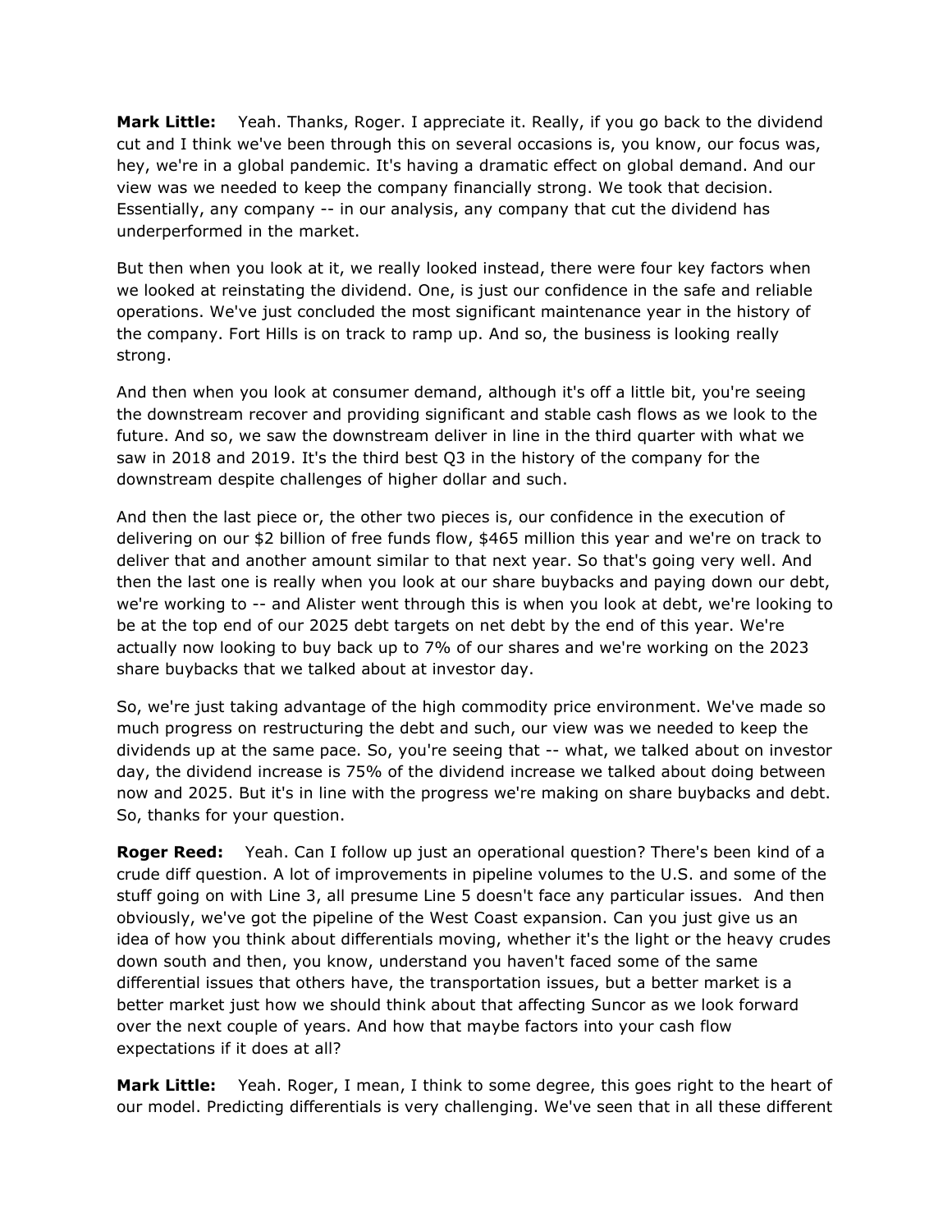**Mark Little:** Yeah. Thanks, Roger. I appreciate it. Really, if you go back to the dividend cut and I think we've been through this on several occasions is, you know, our focus was, hey, we're in a global pandemic. It's having a dramatic effect on global demand. And our view was we needed to keep the company financially strong. We took that decision. Essentially, any company -- in our analysis, any company that cut the dividend has underperformed in the market.

But then when you look at it, we really looked instead, there were four key factors when we looked at reinstating the dividend. One, is just our confidence in the safe and reliable operations. We've just concluded the most significant maintenance year in the history of the company. Fort Hills is on track to ramp up. And so, the business is looking really strong.

And then when you look at consumer demand, although it's off a little bit, you're seeing the downstream recover and providing significant and stable cash flows as we look to the future. And so, we saw the downstream deliver in line in the third quarter with what we saw in 2018 and 2019. It's the third best Q3 in the history of the company for the downstream despite challenges of higher dollar and such.

And then the last piece or, the other two pieces is, our confidence in the execution of delivering on our $2 billion of free funds flow, $465 million this year and we're on track to deliver that and another amount similar to that next year. So that's going very well. And then the last one is really when you look at our share buybacks and paying down our debt, we're working to -- and Alister went through this is when you look at debt, we're looking to be at the top end of our 2025 debt targets on net debt by the end of this year. We're actually now looking to buy back up to 7% of our shares and we're working on the 2023 share buybacks that we talked about at investor day.

So, we're just taking advantage of the high commodity price environment. We've made so much progress on restructuring the debt and such, our view was we needed to keep the dividends up at the same pace. So, you're seeing that -- what, we talked about on investor day, the dividend increase is 75% of the dividend increase we talked about doing between now and 2025. But it's in line with the progress we're making on share buybacks and debt. So, thanks for your question.

**Roger Reed:** Yeah. Can I follow up just an operational question? There's been kind of a crude diff question. A lot of improvements in pipeline volumes to the U.S. and some of the stuff going on with Line 3, all presume Line 5 doesn't face any particular issues. And then obviously, we've got the pipeline of the West Coast expansion. Can you just give us an idea of how you think about differentials moving, whether it's the light or the heavy crudes down south and then, you know, understand you haven't faced some of the same differential issues that others have, the transportation issues, but a better market is a better market just how we should think about that affecting Suncor as we look forward over the next couple of years. And how that maybe factors into your cash flow expectations if it does at all?

**Mark Little:** Yeah. Roger, I mean, I think to some degree, this goes right to the heart of our model. Predicting differentials is very challenging. We've seen that in all these different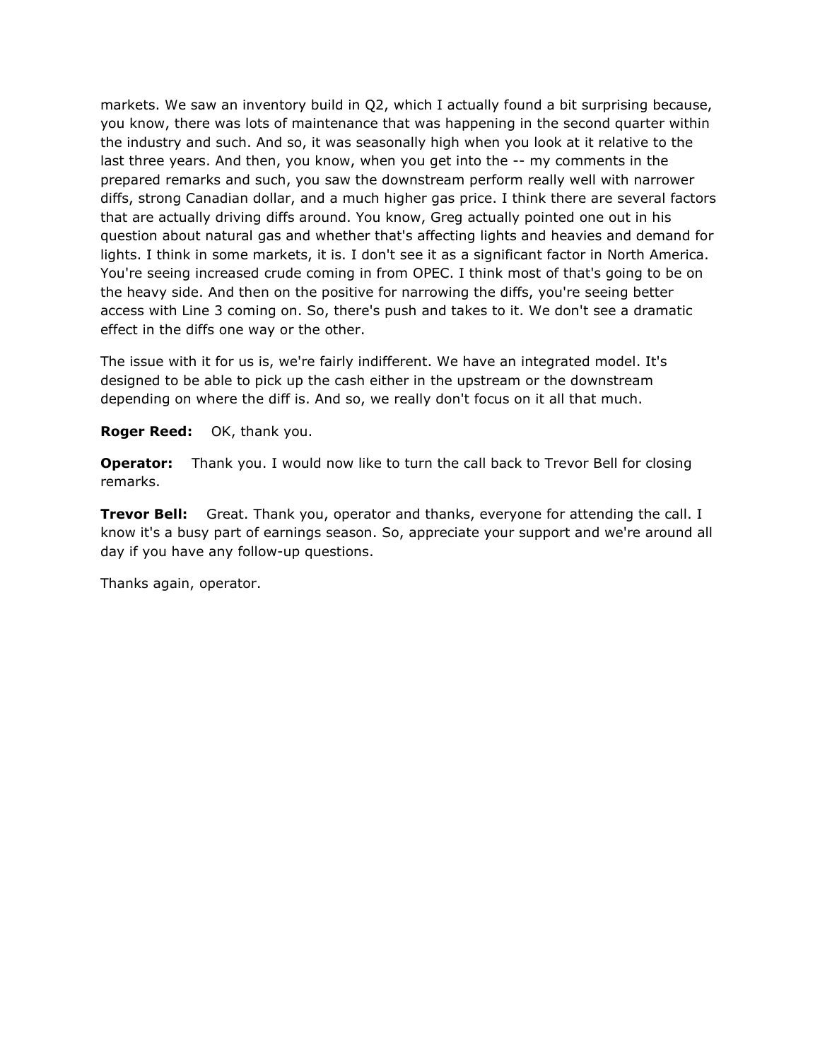markets. We saw an inventory build in Q2, which I actually found a bit surprising because, you know, there was lots of maintenance that was happening in the second quarter within the industry and such. And so, it was seasonally high when you look at it relative to the last three years. And then, you know, when you get into the -- my comments in the prepared remarks and such, you saw the downstream perform really well with narrower diffs, strong Canadian dollar, and a much higher gas price. I think there are several factors that are actually driving diffs around. You know, Greg actually pointed one out in his question about natural gas and whether that's affecting lights and heavies and demand for lights. I think in some markets, it is. I don't see it as a significant factor in North America. You're seeing increased crude coming in from OPEC. I think most of that's going to be on the heavy side. And then on the positive for narrowing the diffs, you're seeing better access with Line 3 coming on. So, there's push and takes to it. We don't see a dramatic effect in the diffs one way or the other.

The issue with it for us is, we're fairly indifferent. We have an integrated model. It's designed to be able to pick up the cash either in the upstream or the downstream depending on where the diff is. And so, we really don't focus on it all that much.

**Roger Reed:** OK, thank you.

**Operator:** Thank you. I would now like to turn the call back to Trevor Bell for closing remarks.

**Trevor Bell:** Great. Thank you, operator and thanks, everyone for attending the call. I know it's a busy part of earnings season. So, appreciate your support and we're around all day if you have any follow-up questions.

Thanks again, operator.